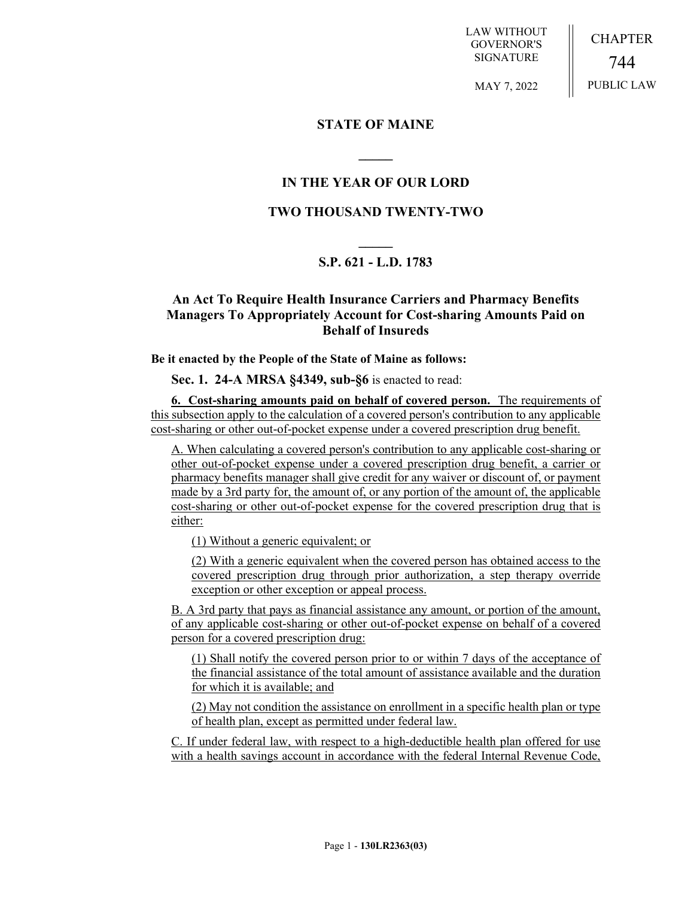LAW WITHOUT GOVERNOR'S SIGNATURE

MAY 7, 2022

CHAPTER

744

PUBLIC LAW

## STATE OF MAINE

## IN THE YEAR OF OUR LORD

## TWO THOUSAND TWENTY-TWO

## S.P. 621 - L.D. 1783

### An Act To Require Health Insurance Carriers and Pharmacy Benefits Managers To Appropriately Account for Cost-sharing Amounts Paid on Behalf of Insureds

**Be it enacted by the People of the State of Maine as follows:**

**Sec. 1. 24-A MRSA §4349, sub-§6** is enacted to read:

**6. Cost-sharing amounts paid on behalf of covered person.** The requirements of this subsection apply to the calculation of a covered person's contribution to any applicable cost-sharing or other out-of-pocket expense under a covered prescription drug benefit.

A. When calculating a covered person's contribution to any applicable cost-sharing or other out-of-pocket expense under a covered prescription drug benefit, a carrier or pharmacy benefits manager shall give credit for any waiver or discount of, or payment made by a 3rd party for, the amount of, or any portion of the amount of, the applicable cost-sharing or other out-of-pocket expense for the covered prescription drug that is either:

(1) Without a generic equivalent; or

(2) With a generic equivalent when the covered person has obtained access to the covered prescription drug through prior authorization, a step therapy override exception or other exception or appeal process.

B. A 3rd party that pays as financial assistance any amount, or portion of the amount, of any applicable cost-sharing or other out-of-pocket expense on behalf of a covered person for a covered prescription drug:

(1) Shall notify the covered person prior to or within 7 days of the acceptance of the financial assistance of the total amount of assistance available and the duration for which it is available; and

(2) May not condition the assistance on enrollment in a specific health plan or type of health plan, except as permitted under federal law.

C. If under federal law, with respect to a high-deductible health plan offered for use with a health savings account in accordance with the federal Internal Revenue Code,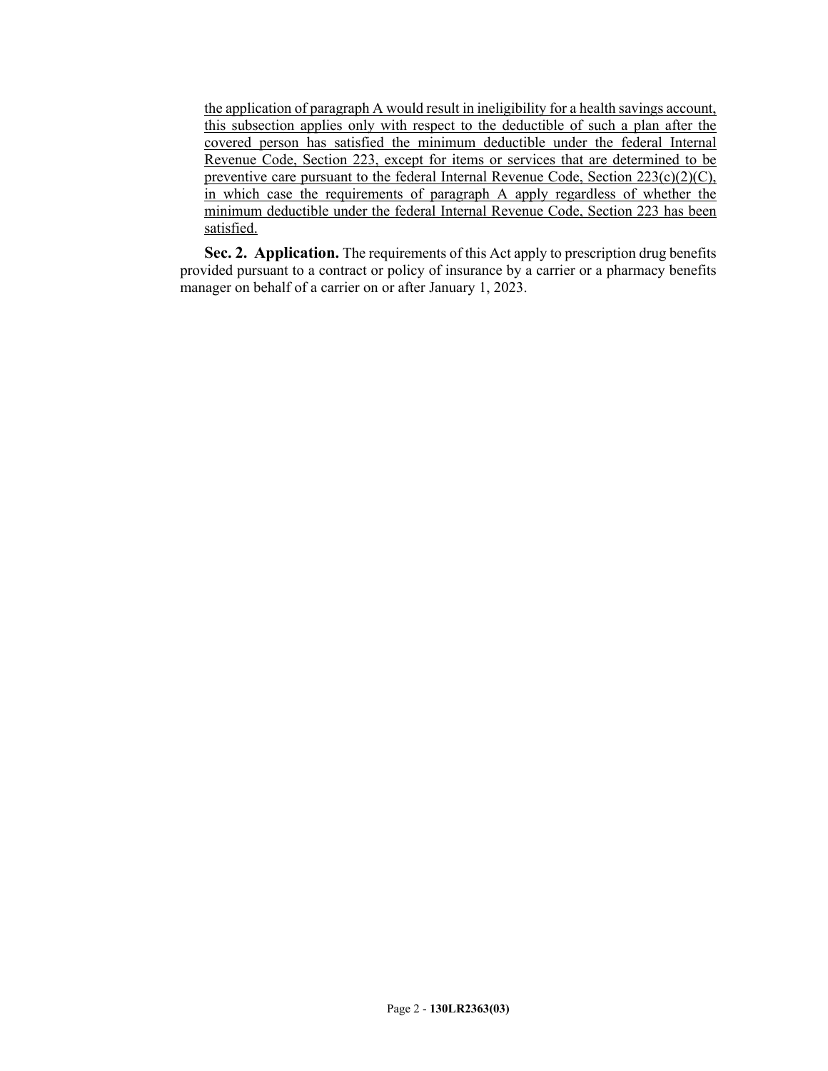the application of paragraph A would result in ineligibility for a health savings account, this subsection applies only with respect to the deductible of such a plan after the covered person has satisfied the minimum deductible under the federal Internal Revenue Code, Section 223, except for items or services that are determined to be preventive care pursuant to the federal Internal Revenue Code, Section 223(c)(2)(C), in which case the requirements of paragraph A apply regardless of whether the minimum deductible under the federal Internal Revenue Code, Section 223 has been satisfied.

**Sec. 2. Application.** The requirements of this Act apply to prescription drug benefits provided pursuant to a contract or policy of insurance by a carrier or a pharmacy benefits manager on behalf of a carrier on or after January 1, 2023.